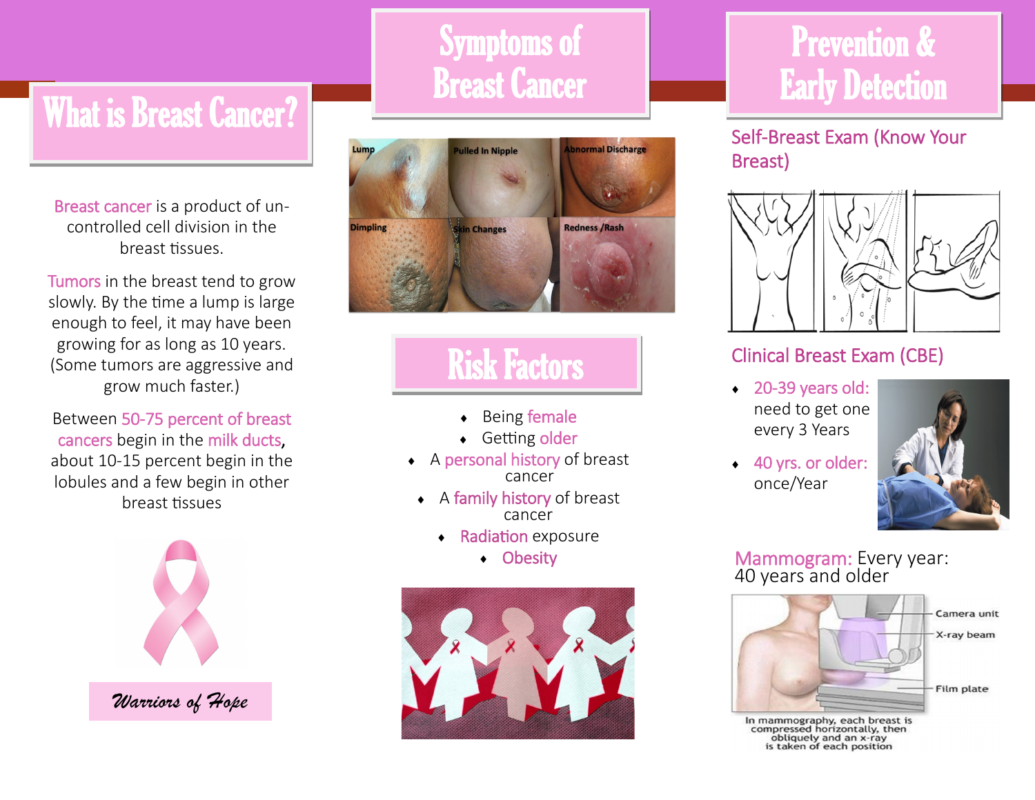# What is Breast Cancer?

Breast cancer is a product of un-controlled cell division in the breast tissues.

Tumors in the breast tend to grow slowly. By the time a lump is large enough to feel, it may have been growing for as long as 10 years. (Some tumors are aggressive and grow much faster.)

Between 50-75 percent of breast cancers begin in the milk ducts, about 10-15 percent begin in the lobules and a few begin in other breast tissues

*Warriors of Hope*

# Symptoms of Breast Cancer

Lump

Pulled In Nipple

Abnormal Discharge

Dimpling

Skin Changes

Redness /Rash

# Risk Factors

- Being female
- Getting older
- A personal history of breast cancer
- A family history of breast cancer
- Radiation exposure
- Obesity

# Prevention & Early Detection

## Self-Breast Exam (Know Your Breast)

## Clinical Breast Exam (CBE)

- 20-39 years old: need to get one every 3 Years
- 40 yrs. or older: once/Year

## Mammogram: Every year: 40 years and older

Camera unit

X-ray beam

Film plate

In mammography, each breast is compressed horizontally, then obliquely and an x-ray is taken of each position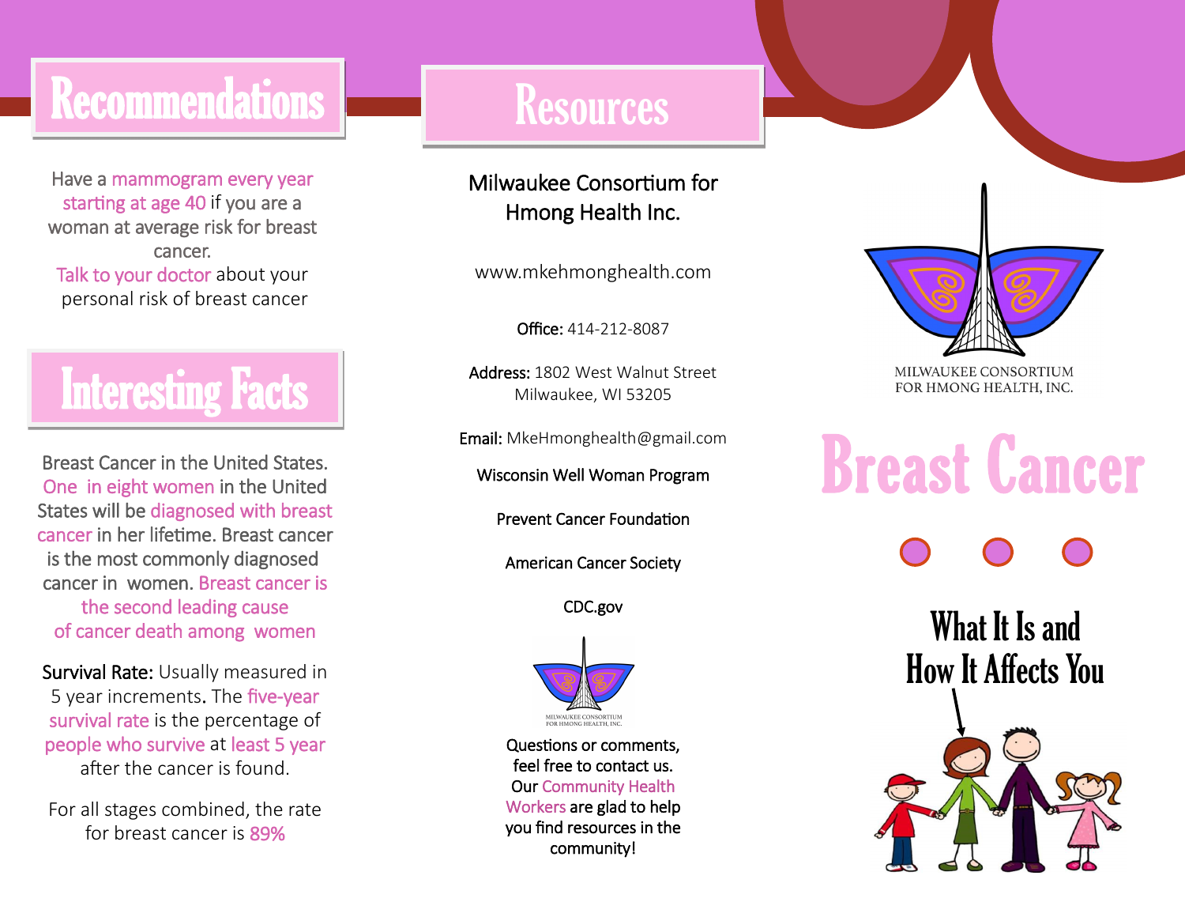## Recommendations

Have a mammogram every year starting at age 40 if you are a woman at average risk for breast cancer.
Talk to your doctor about your personal risk of breast cancer

## Interesting Facts

Breast Cancer in the United States. One in eight women in the United States will be diagnosed with breast cancer in her lifetime. Breast cancer is the most commonly diagnosed cancer in women. Breast cancer is the second leading cause of cancer death among women

**Survival Rate:** Usually measured in 5 year increments. The five-year survival rate is the percentage of people who survive at least 5 year after the cancer is found.

For all stages combined, the rate for breast cancer is 89%

## Resources

Milwaukee Consortium for Hmong Health Inc.

www.mkehmonghealth.com

**Office:** 414-212-8087

**Address:** 1802 West Walnut Street Milwaukee, WI 53205

**Email:** MkeHmonghealth@gmail.com

Wisconsin Well Woman Program

Prevent Cancer Foundation

American Cancer Society

CDC.gov

MILWAUKEE CONSORTIUM FOR HMONG HEALTH, INC.

Questions or comments, feel free to contact us. Our Community Health Workers are glad to help you find resources in the community!

MILWAUKEE CONSORTIUM FOR HMONG HEALTH, INC.

# Breast Cancer

## What It Is and How It Affects You